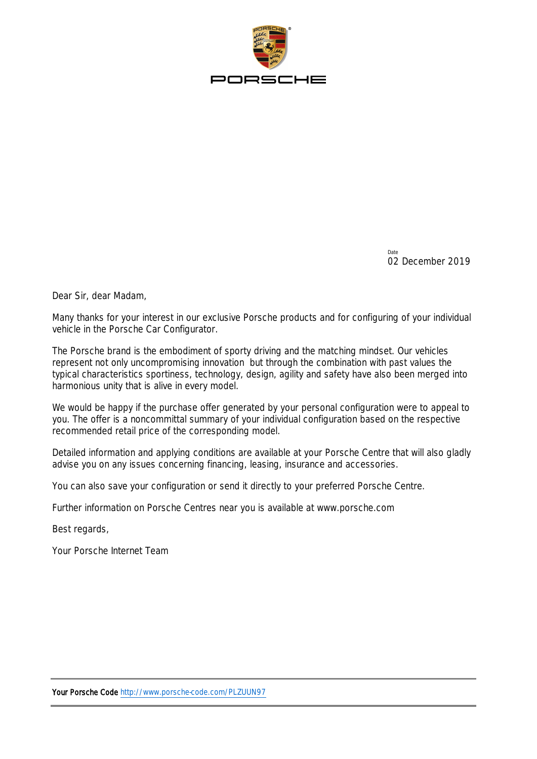PORSCHE

Date
02 December 2019

Dear Sir, dear Madam,

Many thanks for your interest in our exclusive Porsche products and for configuring of your individual vehicle in the Porsche Car Configurator.

The Porsche brand is the embodiment of sporty driving and the matching mindset. Our vehicles represent not only uncompromising innovation but through the combination with past values the typical characteristics sportiness, technology, design, agility and safety have also been merged into harmonious unity that is alive in every model.

We would be happy if the purchase offer generated by your personal configuration were to appeal to you. The offer is a noncommittal summary of your individual configuration based on the respective recommended retail price of the corresponding model.

Detailed information and applying conditions are available at your Porsche Centre that will also gladly advise you on any issues concerning financing, leasing, insurance and accessories.

You can also save your configuration or send it directly to your preferred Porsche Centre.

Further information on Porsche Centres near you is available at www.porsche.com

Best regards,

Your Porsche Internet Team

**Your Porsche Code** http://www.porsche-code.com/PLZUUN97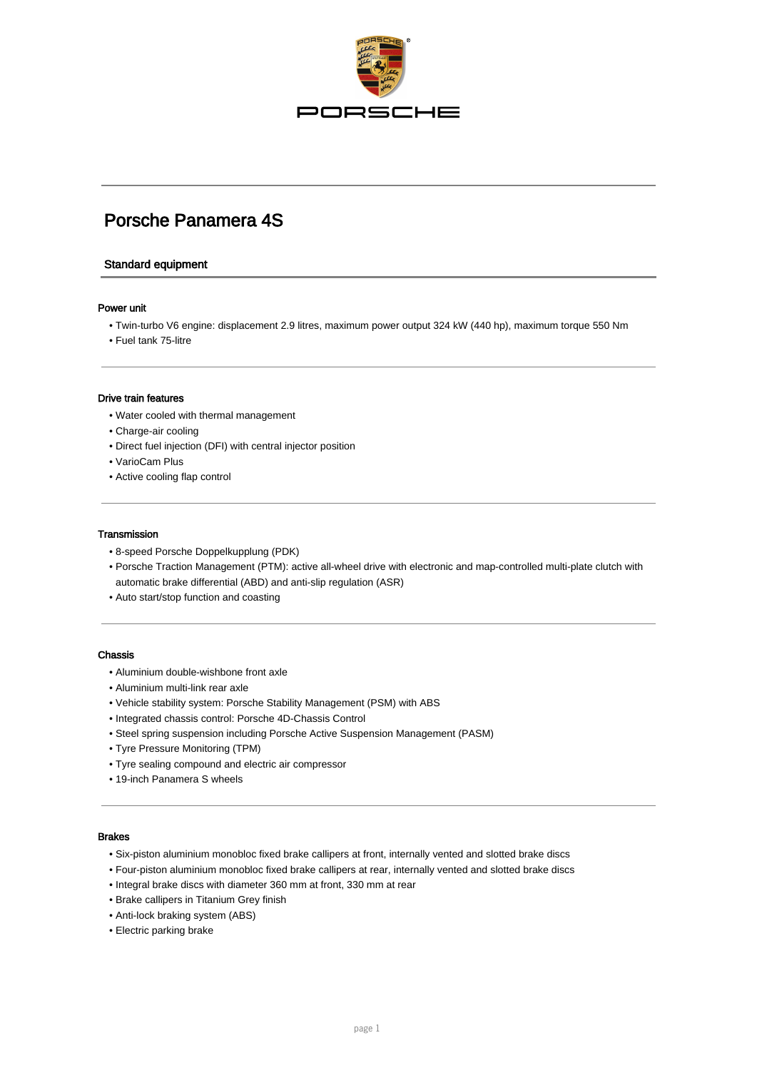# Porsche Panamera 4S

## Standard equipment

### Power unit

- Twin-turbo V6 engine: displacement 2.9 litres, maximum power output 324 kW (440 hp), maximum torque 550 Nm
- Fuel tank 75-litre

### Drive train features

- Water cooled with thermal management
- Charge-air cooling
- Direct fuel injection (DFI) with central injector position
- VarioCam Plus
- Active cooling flap control

### Transmission

- 8-speed Porsche Doppelkupplung (PDK)
- Porsche Traction Management (PTM): active all-wheel drive with electronic and map-controlled multi-plate clutch with automatic brake differential (ABD) and anti-slip regulation (ASR)
- Auto start/stop function and coasting

### Chassis

- Aluminium double-wishbone front axle
- Aluminium multi-link rear axle
- Vehicle stability system: Porsche Stability Management (PSM) with ABS
- Integrated chassis control: Porsche 4D-Chassis Control
- Steel spring suspension including Porsche Active Suspension Management (PASM)
- Tyre Pressure Monitoring (TPM)
- Tyre sealing compound and electric air compressor
- 19-inch Panamera S wheels

### Brakes

- Six-piston aluminium monobloc fixed brake callipers at front, internally vented and slotted brake discs
- Four-piston aluminium monobloc fixed brake callipers at rear, internally vented and slotted brake discs
- Integral brake discs with diameter 360 mm at front, 330 mm at rear
- Brake callipers in Titanium Grey finish
- Anti-lock braking system (ABS)
- Electric parking brake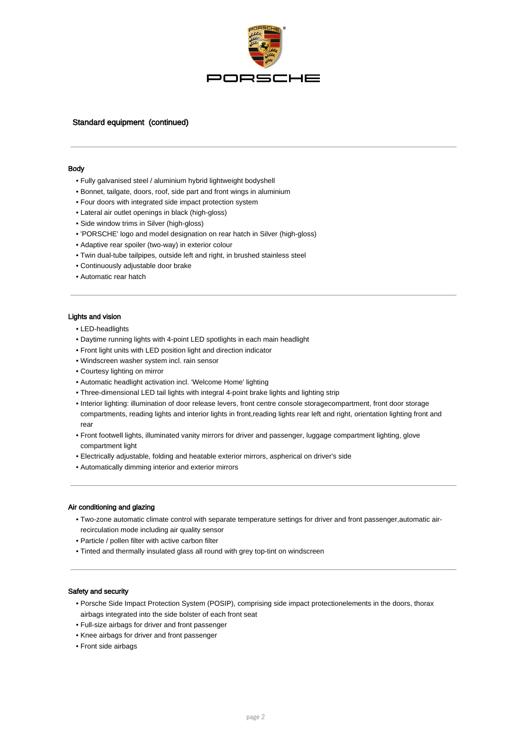## Standard equipment  (continued)

### Body

- Fully galvanised steel / aluminium hybrid lightweight bodyshell
- Bonnet, tailgate, doors, roof, side part and front wings in aluminium
- Four doors with integrated side impact protection system
- Lateral air outlet openings in black (high-gloss)
- Side window trims in Silver (high-gloss)
- 'PORSCHE' logo and model designation on rear hatch in Silver (high-gloss)
- Adaptive rear spoiler (two-way) in exterior colour
- Twin dual-tube tailpipes, outside left and right, in brushed stainless steel
- Continuously adjustable door brake
- Automatic rear hatch

### Lights and vision

- LED-headlights
- Daytime running lights with 4-point LED spotlights in each main headlight
- Front light units with LED position light and direction indicator
- Windscreen washer system incl. rain sensor
- Courtesy lighting on mirror
- Automatic headlight activation incl. 'Welcome Home' lighting
- Three-dimensional LED tail lights with integral 4-point brake lights and lighting strip
- Interior lighting: illumination of door release levers, front centre console storagecompartment, front door storage compartments, reading lights and interior lights in front,reading lights rear left and right, orientation lighting front and rear
- Front footwell lights, illuminated vanity mirrors for driver and passenger, luggage compartment lighting, glove compartment light
- Electrically adjustable, folding and heatable exterior mirrors, aspherical on driver's side
- Automatically dimming interior and exterior mirrors

### Air conditioning and glazing

- Two-zone automatic climate control with separate temperature settings for driver and front passenger,automatic air-recirculation mode including air quality sensor
- Particle / pollen filter with active carbon filter
- Tinted and thermally insulated glass all round with grey top-tint on windscreen

### Safety and security

- Porsche Side Impact Protection System (POSIP), comprising side impact protectionelements in the doors, thorax airbags integrated into the side bolster of each front seat
- Full-size airbags for driver and front passenger
- Knee airbags for driver and front passenger
- Front side airbags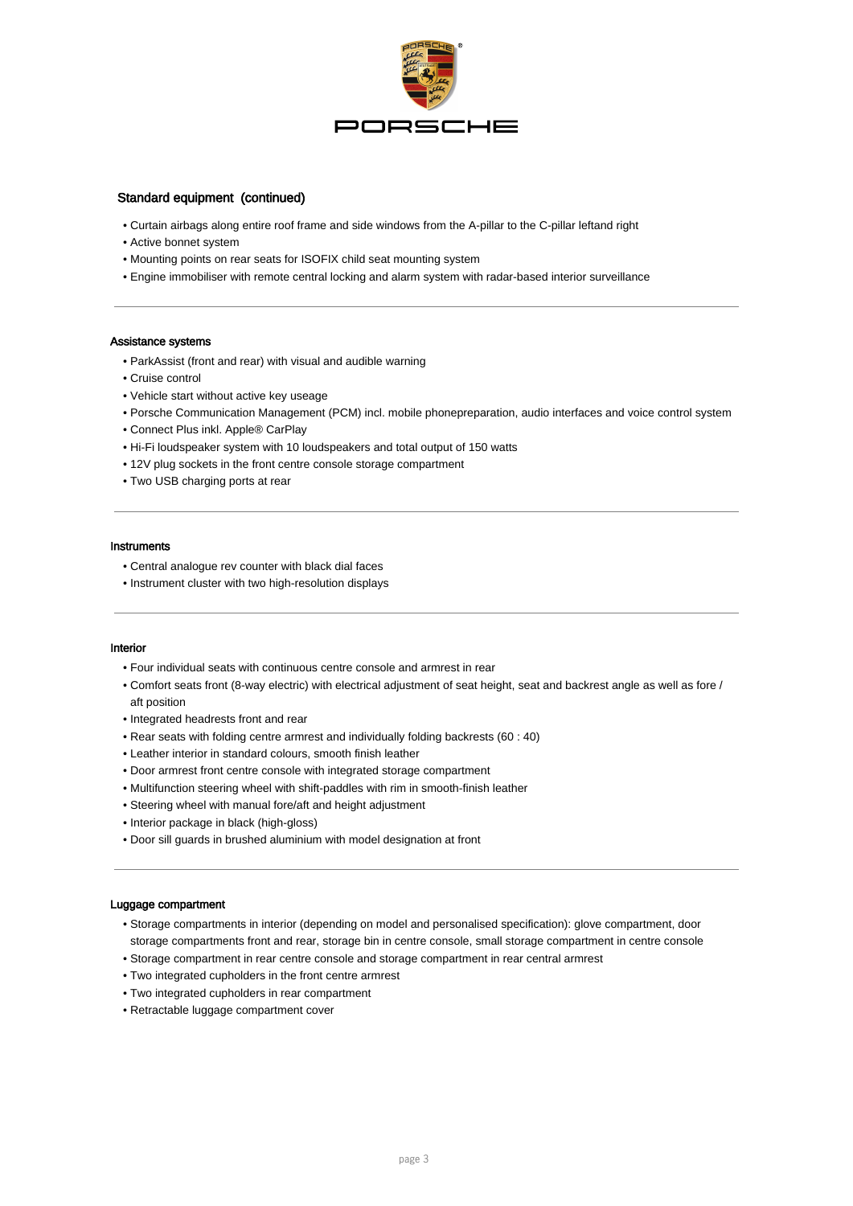## Standard equipment (continued)

- Curtain airbags along entire roof frame and side windows from the A-pillar to the C-pillar leftand right
- Active bonnet system
- Mounting points on rear seats for ISOFIX child seat mounting system
- Engine immobiliser with remote central locking and alarm system with radar-based interior surveillance

### Assistance systems

- ParkAssist (front and rear) with visual and audible warning
- Cruise control
- Vehicle start without active key useage
- Porsche Communication Management (PCM) incl. mobile phonepreparation, audio interfaces and voice control system
- Connect Plus inkl. Apple® CarPlay
- Hi-Fi loudspeaker system with 10 loudspeakers and total output of 150 watts
- 12V plug sockets in the front centre console storage compartment
- Two USB charging ports at rear

### Instruments

- Central analogue rev counter with black dial faces
- Instrument cluster with two high-resolution displays

### Interior

- Four individual seats with continuous centre console and armrest in rear
- Comfort seats front (8-way electric) with electrical adjustment of seat height, seat and backrest angle as well as fore / aft position
- Integrated headrests front and rear
- Rear seats with folding centre armrest and individually folding backrests (60 : 40)
- Leather interior in standard colours, smooth finish leather
- Door armrest front centre console with integrated storage compartment
- Multifunction steering wheel with shift-paddles with rim in smooth-finish leather
- Steering wheel with manual fore/aft and height adjustment
- Interior package in black (high-gloss)
- Door sill guards in brushed aluminium with model designation at front

### Luggage compartment

- Storage compartments in interior (depending on model and personalised specification): glove compartment, door storage compartments front and rear, storage bin in centre console, small storage compartment in centre console
- Storage compartment in rear centre console and storage compartment in rear central armrest
- Two integrated cupholders in the front centre armrest
- Two integrated cupholders in rear compartment
- Retractable luggage compartment cover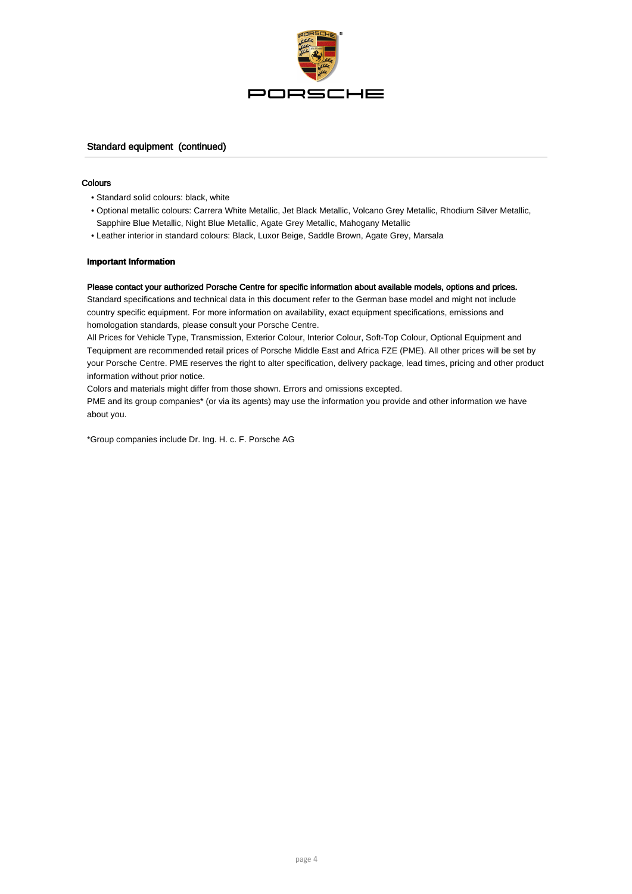## Standard equipment (continued)

### Colours

- Standard solid colours: black, white
- Optional metallic colours: Carrera White Metallic, Jet Black Metallic, Volcano Grey Metallic, Rhodium Silver Metallic, Sapphire Blue Metallic, Night Blue Metallic, Agate Grey Metallic, Mahogany Metallic
- Leather interior in standard colours: Black, Luxor Beige, Saddle Brown, Agate Grey, Marsala

### Important Information

**Please contact your authorized Porsche Centre for specific information about available models, options and prices.**
Standard specifications and technical data in this document refer to the German base model and might not include country specific equipment. For more information on availability, exact equipment specifications, emissions and homologation standards, please consult your Porsche Centre.
All Prices for Vehicle Type, Transmission, Exterior Colour, Interior Colour, Soft-Top Colour, Optional Equipment and Tequipment are recommended retail prices of Porsche Middle East and Africa FZE (PME). All other prices will be set by your Porsche Centre. PME reserves the right to alter specification, delivery package, lead times, pricing and other product information without prior notice.
Colors and materials might differ from those shown. Errors and omissions excepted.
PME and its group companies* (or via its agents) may use the information you provide and other information we have about you.

*Group companies include Dr. Ing. H. c. F. Porsche AG